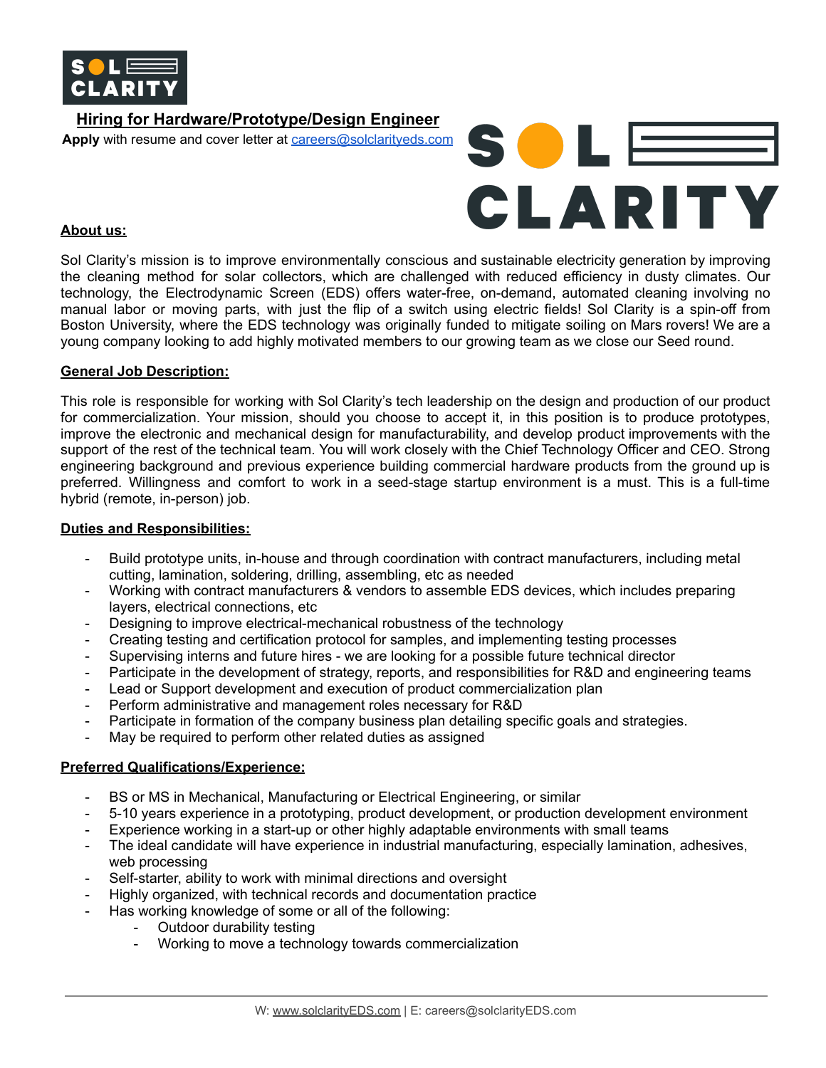# Hiring for Hardware/Prototype/Design Engineer

**Apply** with resume and cover letter at careers@solclarityeds.com

## About us:

Sol Clarity's mission is to improve environmentally conscious and sustainable electricity generation by improving the cleaning method for solar collectors, which are challenged with reduced efficiency in dusty climates. Our technology, the Electrodynamic Screen (EDS) offers water-free, on-demand, automated cleaning involving no manual labor or moving parts, with just the flip of a switch using electric fields! Sol Clarity is a spin-off from Boston University, where the EDS technology was originally funded to mitigate soiling on Mars rovers! We are a young company looking to add highly motivated members to our growing team as we close our Seed round.

## General Job Description:

This role is responsible for working with Sol Clarity's tech leadership on the design and production of our product for commercialization. Your mission, should you choose to accept it, in this position is to produce prototypes, improve the electronic and mechanical design for manufacturability, and develop product improvements with the support of the rest of the technical team. You will work closely with the Chief Technology Officer and CEO. Strong engineering background and previous experience building commercial hardware products from the ground up is preferred. Willingness and comfort to work in a seed-stage startup environment is a must. This is a full-time hybrid (remote, in-person) job.

## Duties and Responsibilities:

- Build prototype units, in-house and through coordination with contract manufacturers, including metal cutting, lamination, soldering, drilling, assembling, etc as needed
- Working with contract manufacturers & vendors to assemble EDS devices, which includes preparing layers, electrical connections, etc
- Designing to improve electrical-mechanical robustness of the technology
- Creating testing and certification protocol for samples, and implementing testing processes
- Supervising interns and future hires - we are looking for a possible future technical director
- Participate in the development of strategy, reports, and responsibilities for R&D and engineering teams
- Lead or Support development and execution of product commercialization plan
- Perform administrative and management roles necessary for R&D
- Participate in formation of the company business plan detailing specific goals and strategies.
- May be required to perform other related duties as assigned

## Preferred Qualifications/Experience:

- BS or MS in Mechanical, Manufacturing or Electrical Engineering, or similar
- 5-10 years experience in a prototyping, product development, or production development environment
- Experience working in a start-up or other highly adaptable environments with small teams
- The ideal candidate will have experience in industrial manufacturing, especially lamination, adhesives, web processing
- Self-starter, ability to work with minimal directions and oversight
- Highly organized, with technical records and documentation practice
- Has working knowledge of some or all of the following:
  - Outdoor durability testing
  - Working to move a technology towards commercialization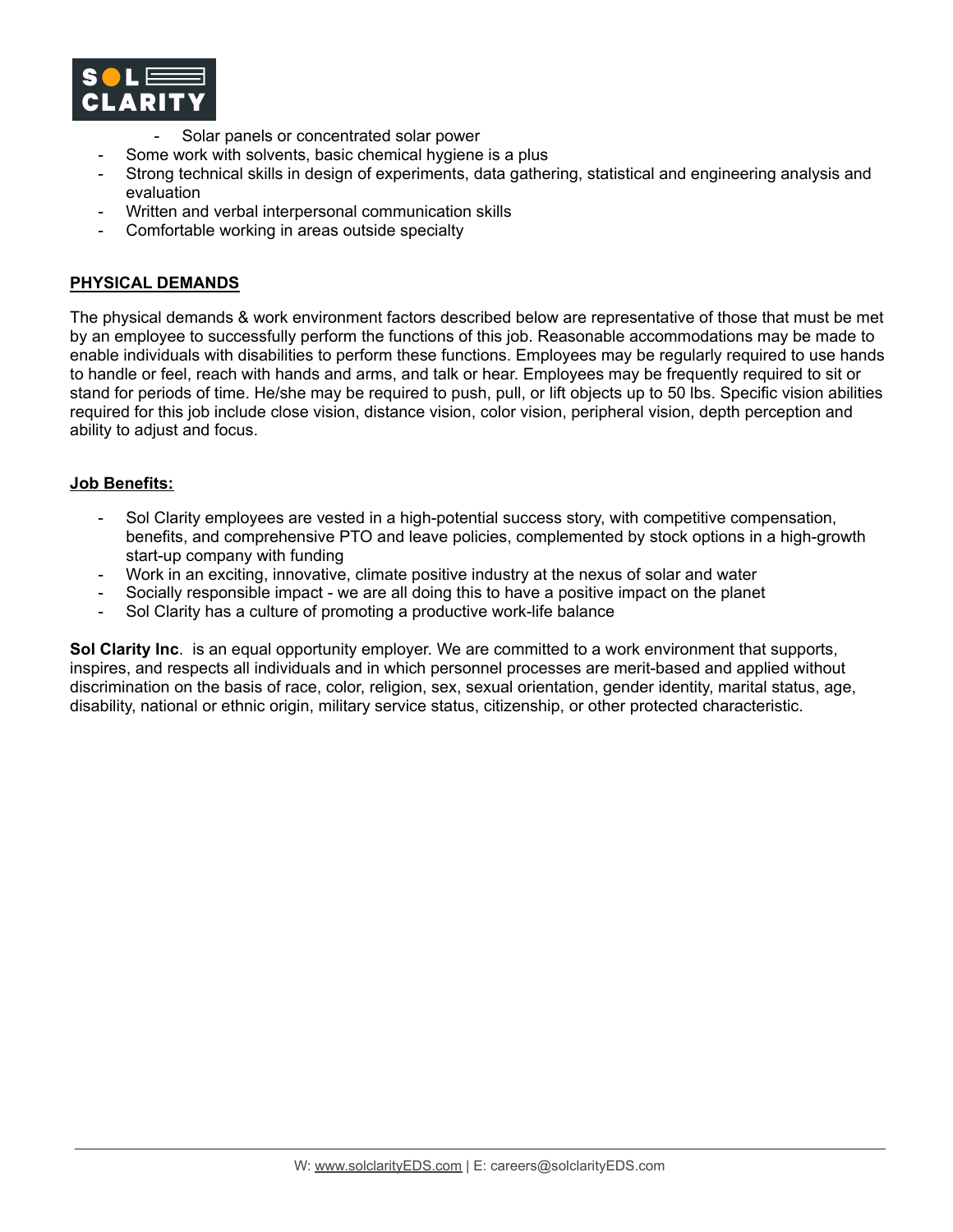- Solar panels or concentrated solar power
- Some work with solvents, basic chemical hygiene is a plus
- Strong technical skills in design of experiments, data gathering, statistical and engineering analysis and evaluation
- Written and verbal interpersonal communication skills
- Comfortable working in areas outside specialty

## PHYSICAL DEMANDS

The physical demands & work environment factors described below are representative of those that must be met by an employee to successfully perform the functions of this job. Reasonable accommodations may be made to enable individuals with disabilities to perform these functions. Employees may be regularly required to use hands to handle or feel, reach with hands and arms, and talk or hear. Employees may be frequently required to sit or stand for periods of time. He/she may be required to push, pull, or lift objects up to 50 lbs. Specific vision abilities required for this job include close vision, distance vision, color vision, peripheral vision, depth perception and ability to adjust and focus.

## Job Benefits:

- Sol Clarity employees are vested in a high-potential success story, with competitive compensation, benefits, and comprehensive PTO and leave policies, complemented by stock options in a high-growth start-up company with funding
- Work in an exciting, innovative, climate positive industry at the nexus of solar and water
- Socially responsible impact - we are all doing this to have a positive impact on the planet
- Sol Clarity has a culture of promoting a productive work-life balance

**Sol Clarity Inc**. is an equal opportunity employer. We are committed to a work environment that supports, inspires, and respects all individuals and in which personnel processes are merit-based and applied without discrimination on the basis of race, color, religion, sex, sexual orientation, gender identity, marital status, age, disability, national or ethnic origin, military service status, citizenship, or other protected characteristic.